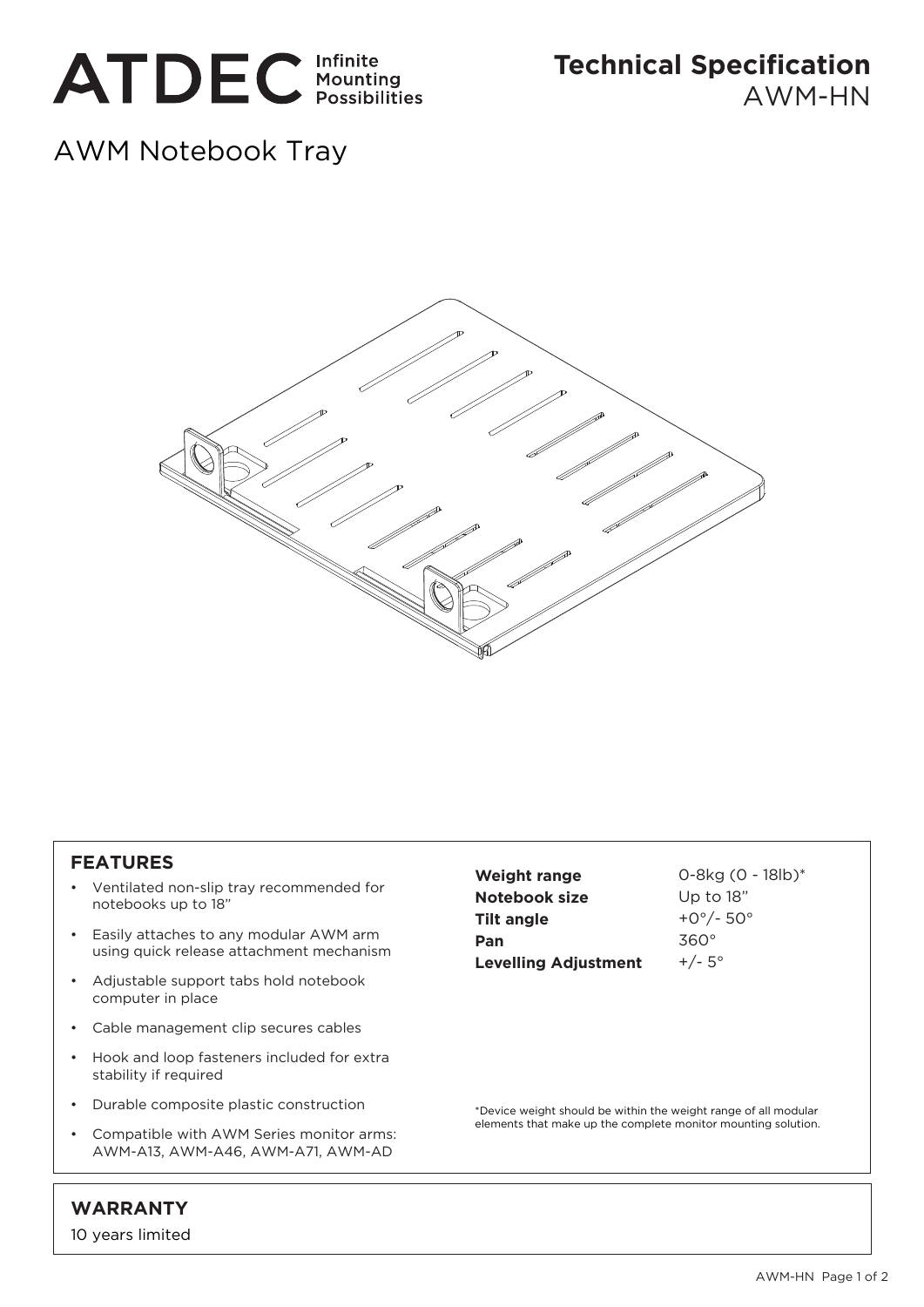ATDEC Infinite Mounting Possibilities

# Technical Specification
AWM-HN

## AWM Notebook Tray

### FEATURES

- Ventilated non-slip tray recommended for notebooks up to 18”
- Easily attaches to any modular AWM arm using quick release attachment mechanism
- Adjustable support tabs hold notebook computer in place
- Cable management clip secures cables
- Hook and loop fasteners included for extra stability if required
- Durable composite plastic construction
- Compatible with AWM Series monitor arms: AWM-A13, AWM-A46, AWM-A71, AWM-AD

| | |
|---|---|
| **Weight range** | 0-8kg (0 - 18lb)* |
| **Notebook size** | Up to 18” |
| **Tilt angle** | +0°/- 50° |
| **Pan** | 360° |
| **Levelling Adjustment** | +/- 5° |

*Device weight should be within the weight range of all modular elements that make up the complete monitor mounting solution.

### WARRANTY

10 years limited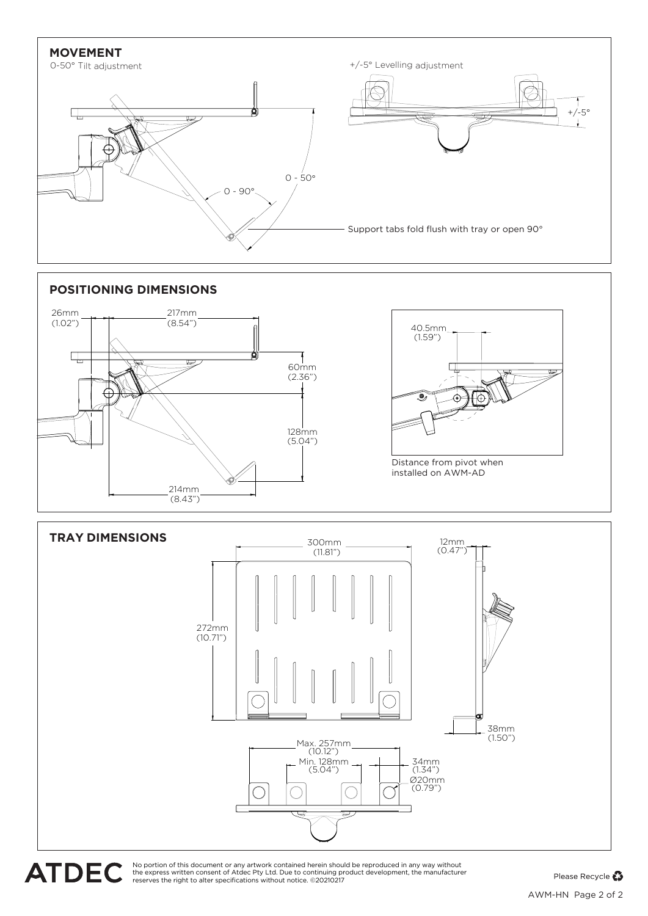## MOVEMENT

0-50° Tilt adjustment

+/-5° Levelling adjustment

+/-5°

0 - 50°

0 - 90°

Support tabs fold flush with tray or open 90°

## POSITIONING DIMENSIONS

26mm (1.02")

217mm (8.54")

60mm (2.36")

128mm (5.04")

214mm (8.43")

40.5mm (1.59")

Distance from pivot when installed on AWM-AD

## TRAY DIMENSIONS

300mm (11.81")

12mm (0.47")

272mm (10.71")

38mm (1.50")

Max. 257mm (10.12")

Min. 128mm (5.04")

34mm (1.34")

Ø20mm (0.79")

ATDEC

No portion of this document or any artwork contained herein should be reproduced in any way without the express written consent of Atdec Pty Ltd. Due to continuing product development, the manufacturer reserves the right to alter specifications without notice. ©20210217

Please Recycle